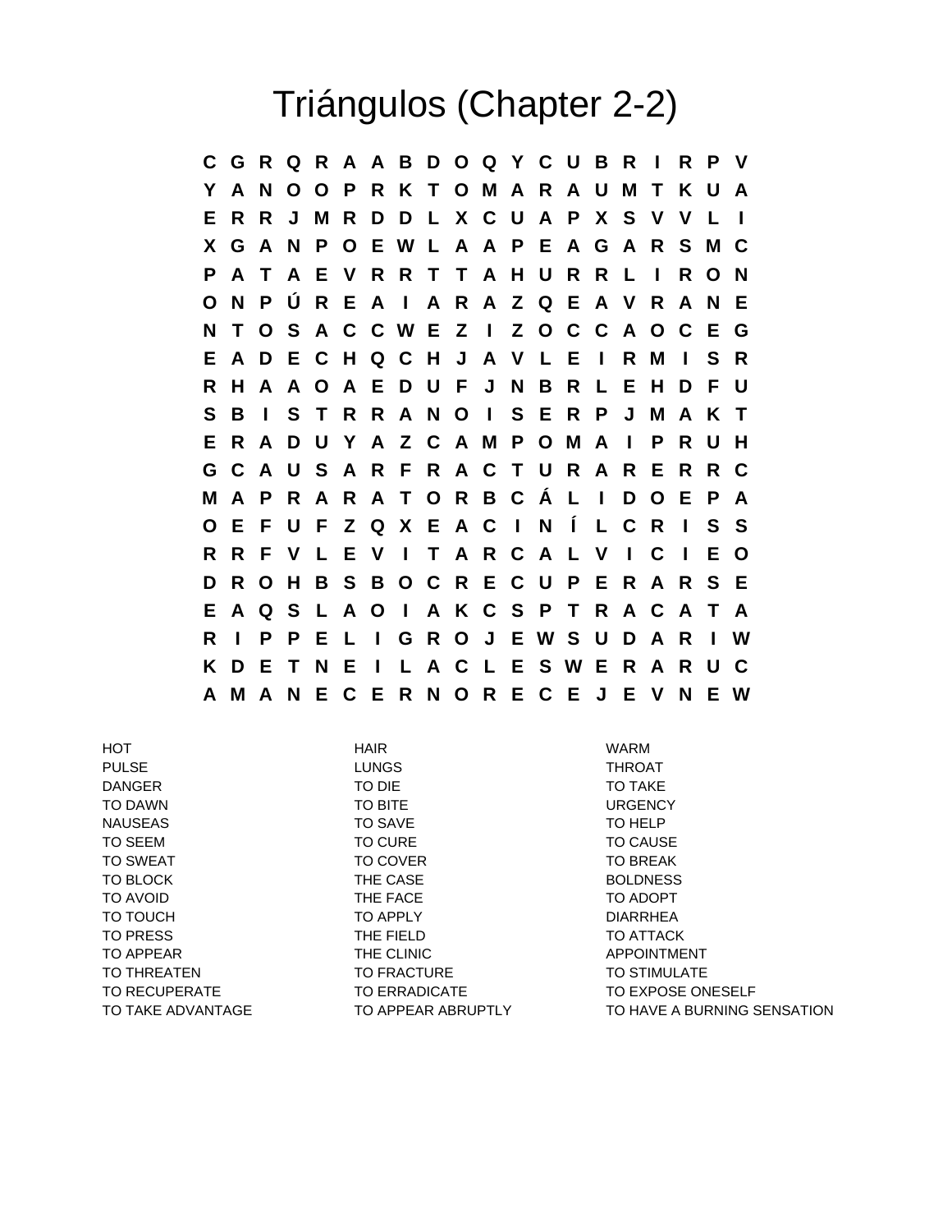# Triángulos (Chapter 2-2)

```
C G R Q R A A B D O Q Y C U B R I R P V
Y A N O O P R K T O M A R A U M T K U A
E R R J M R D D L X C U A P X S V V L I
X G A N P O E W L A A P E A G A R S M C
P A T A E V R R T T A H U R R L I R O N
O N P Ú R E A I A R A Z Q E A V R A N E
N T O S A C C W E Z I Z O C C A O C E G
E A D E C H Q C H J A V L E I R M I S R
R H A A O A E D U F J N B R L E H D F U
S B I S T R R A N O I S E R P J M A K T
E R A D U Y A Z C A M P O M A I P R U H
G C A U S A R F R A C T U R A R E R R C
M A P R A R A T O R B C Á L I D O E P A
O E F U F Z Q X E A C I N Í L C R I S S
R R F V L E V I T A R C A L V I C I E O
D R O H B S B O C R E C U P E R A R S E
E A Q S L A O I A K C S P T R A C A T A
R I P P E L I G R O J E W S U D A R I W
K D E T N E I L A C L E S W E R A R U C
A M A N E C E R N O R E C E J E V N E W
```

| | | |
|---|---|---|
| HOT | HAIR | WARM |
| PULSE | LUNGS | THROAT |
| DANGER | TO DIE | TO TAKE |
| TO DAWN | TO BITE | URGENCY |
| NAUSEAS | TO SAVE | TO HELP |
| TO SEEM | TO CURE | TO CAUSE |
| TO SWEAT | TO COVER | TO BREAK |
| TO BLOCK | THE CASE | BOLDNESS |
| TO AVOID | THE FACE | TO ADOPT |
| TO TOUCH | TO APPLY | DIARRHEA |
| TO PRESS | THE FIELD | TO ATTACK |
| TO APPEAR | THE CLINIC | APPOINTMENT |
| TO THREATEN | TO FRACTURE | TO STIMULATE |
| TO RECUPERATE | TO ERRADICATE | TO EXPOSE ONESELF |
| TO TAKE ADVANTAGE | TO APPEAR ABRUPTLY | TO HAVE A BURNING SENSATION |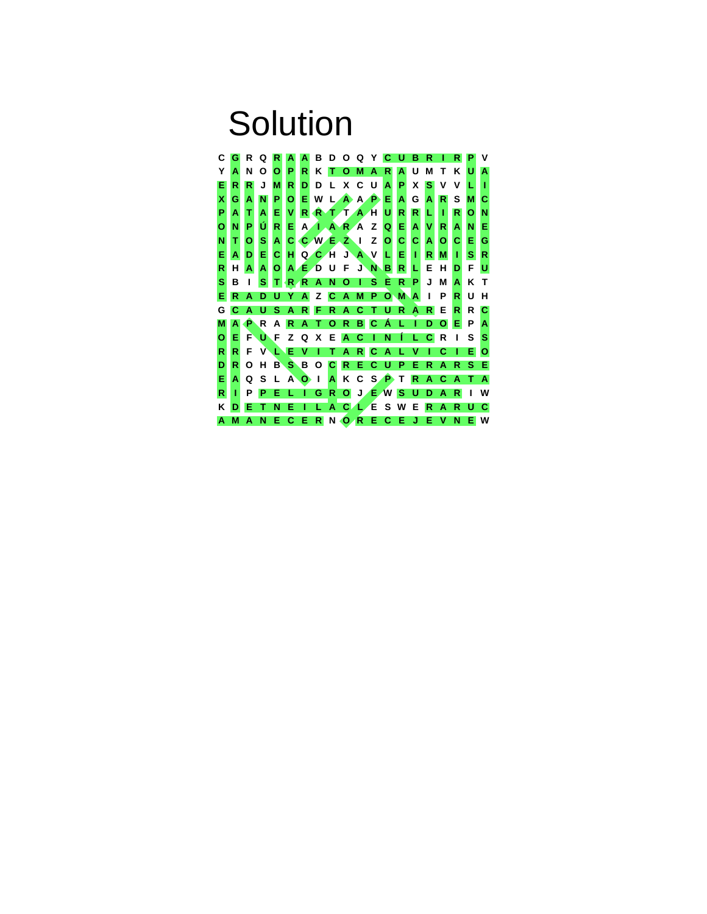# Solution

| | | | | | | | | | | | | | | | | | | | |
|---|---|---|---|---|---|---|---|---|---|---|---|---|---|---|---|---|---|---|---|
| C | G | R | Q | R | A | A | B | D | O | Q | Y | C | U | B | R | I | R | P | V |
| Y | A | N | O | O | P | R | K | T | O | M | A | R | A | U | M | T | K | U | A |
| E | R | R | J | M | R | D | D | L | X | C | U | A | P | X | S | V | V | L | I |
| X | G | A | N | P | O | E | W | L | A | A | P | E | A | G | A | R | S | M | C |
| P | A | T | A | E | V | R | R | T | T | A | H | U | R | R | L | I | R | O | N |
| O | N | P | Ú | R | E | A | I | A | R | A | Z | Q | E | A | V | R | A | N | E |
| N | T | O | S | A | C | C | W | E | Z | I | Z | O | C | C | A | O | C | E | G |
| E | A | D | E | C | H | Q | C | H | J | A | V | L | E | I | R | M | I | S | R |
| R | H | A | A | O | A | E | D | U | F | J | N | B | R | L | E | H | D | F | U |
| S | B | I | S | T | R | R | A | N | O | I | S | E | R | P | J | M | A | K | T |
| E | R | A | D | U | Y | A | Z | C | A | M | P | O | M | A | I | P | R | U | H |
| G | C | A | U | S | A | R | F | R | A | C | T | U | R | A | R | E | R | R | C |
| M | A | P | R | A | R | A | T | O | R | B | C | Á | L | I | D | O | E | P | A |
| O | E | F | U | F | Z | Q | X | E | A | C | I | N | Í | L | C | R | I | S | S |
| R | R | F | V | L | E | V | I | T | A | R | C | A | L | V | I | C | I | E | O |
| D | R | O | H | B | S | B | O | C | R | E | C | U | P | E | R | A | R | S | E |
| E | A | Q | S | L | A | O | I | A | K | C | S | P | T | R | A | C | A | T | A |
| R | I | P | P | E | L | I | G | R | O | J | E | W | S | U | D | A | R | I | W |
| K | D | E | T | N | E | I | L | A | C | L | E | S | W | E | R | A | R | U | C |
| A | M | A | N | E | C | E | R | N | O | R | E | C | E | J | E | V | N | E | W |